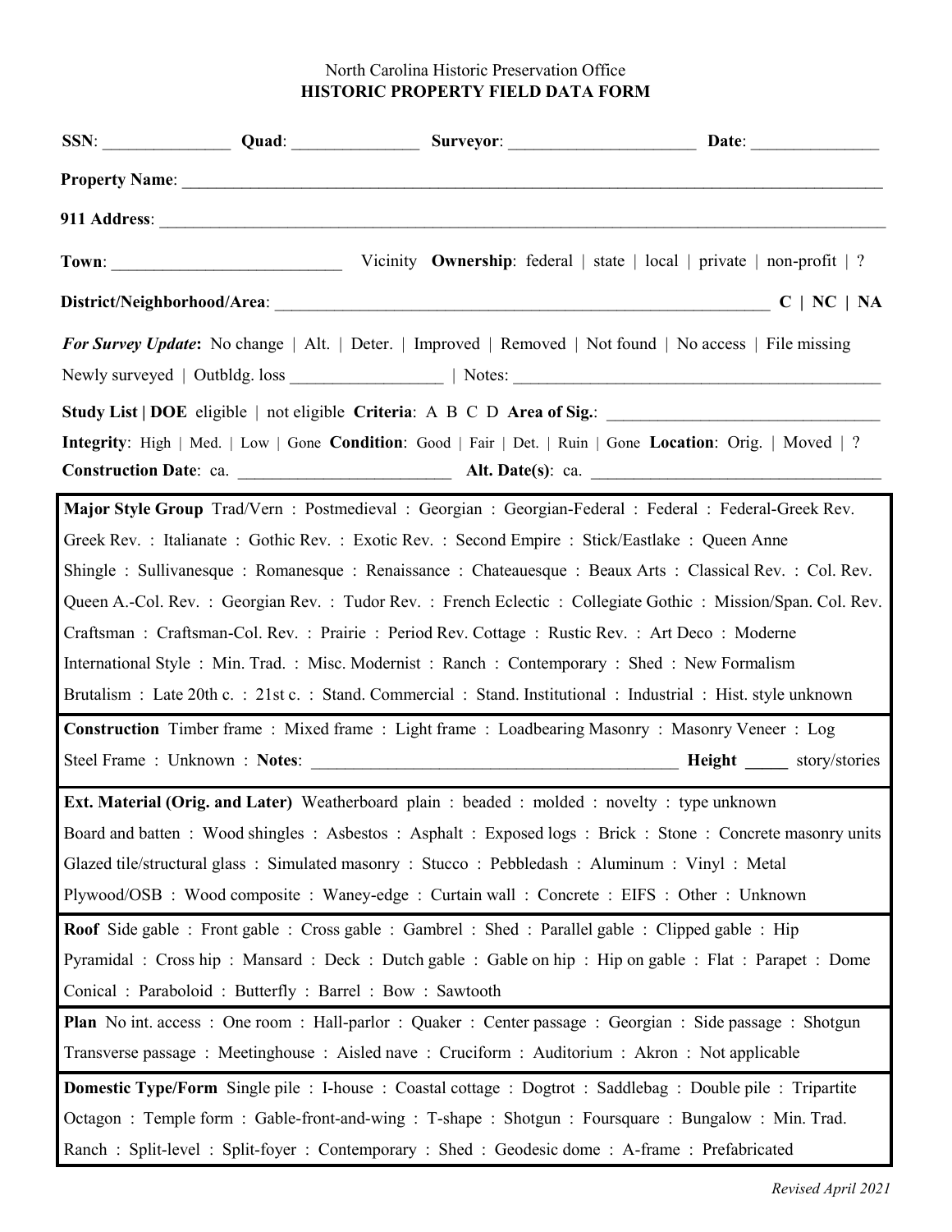North Carolina Historic Preservation Office

**HISTORIC PROPERTY FIELD DATA FORM**

**SSN**: _______________ **Quad**: _______________ **Surveyor**: ______________________ **Date**: _______________

**Property Name**: ________________________________________________________________________________

**911 Address**: __________________________________________________________________________________

**Town**: ___________________________ Vicinity **Ownership**: federal | state | local | private | non-profit | ?

**District/Neighborhood/Area**: ___________________________________________________________ **C | NC | NA**

***For Survey Update*:** No change | Alt. | Deter. | Improved | Removed | Not found | No access | File missing

Newly surveyed | Outbldg. loss __________________ | Notes: _____________________________________________

**Study List | DOE** eligible | not eligible **Criteria**: A B C D **Area of Sig.**: _________________________________

**Integrity**: High | Med. | Low | Gone **Condition**: Good | Fair | Det. | Ruin | Gone **Location**: Orig. | Moved | ?

**Construction Date**: ca. _________________________ **Alt. Date(s)**: ca. __________________________________

**Major Style Group** Trad/Vern : Postmedieval : Georgian : Georgian-Federal : Federal : Federal-Greek Rev. Greek Rev. : Italianate : Gothic Rev. : Exotic Rev. : Second Empire : Stick/Eastlake : Queen Anne Shingle : Sullivanesque : Romanesque : Renaissance : Chateauesque : Beaux Arts : Classical Rev. : Col. Rev. Queen A.-Col. Rev. : Georgian Rev. : Tudor Rev. : French Eclectic : Collegiate Gothic : Mission/Span. Col. Rev. Craftsman : Craftsman-Col. Rev. : Prairie : Period Rev. Cottage : Rustic Rev. : Art Deco : Moderne International Style : Min. Trad. : Misc. Modernist : Ranch : Contemporary : Shed : New Formalism Brutalism : Late 20th c. : 21st c. : Stand. Commercial : Stand. Institutional : Industrial : Hist. style unknown

**Construction** Timber frame : Mixed frame : Light frame : Loadbearing Masonry : Masonry Veneer : Log Steel Frame : Unknown : **Notes**: _____________________________________________ **Height** _____ story/stories

**Ext. Material (Orig. and Later)** Weatherboard plain : beaded : molded : novelty : type unknown Board and batten : Wood shingles : Asbestos : Asphalt : Exposed logs : Brick : Stone : Concrete masonry units Glazed tile/structural glass : Simulated masonry : Stucco : Pebbledash : Aluminum : Vinyl : Metal Plywood/OSB : Wood composite : Waney-edge : Curtain wall : Concrete : EIFS : Other : Unknown

**Roof** Side gable : Front gable : Cross gable : Gambrel : Shed : Parallel gable : Clipped gable : Hip Pyramidal : Cross hip : Mansard : Deck : Dutch gable : Gable on hip : Hip on gable : Flat : Parapet : Dome Conical : Paraboloid : Butterfly : Barrel : Bow : Sawtooth

**Plan** No int. access : One room : Hall-parlor : Quaker : Center passage : Georgian : Side passage : Shotgun Transverse passage : Meetinghouse : Aisled nave : Cruciform : Auditorium : Akron : Not applicable

**Domestic Type/Form** Single pile : I-house : Coastal cottage : Dogtrot : Saddlebag : Double pile : Tripartite Octagon : Temple form : Gable-front-and-wing : T-shape : Shotgun : Foursquare : Bungalow : Min. Trad. Ranch : Split-level : Split-foyer : Contemporary : Shed : Geodesic dome : A-frame : Prefabricated

*Revised April 2021*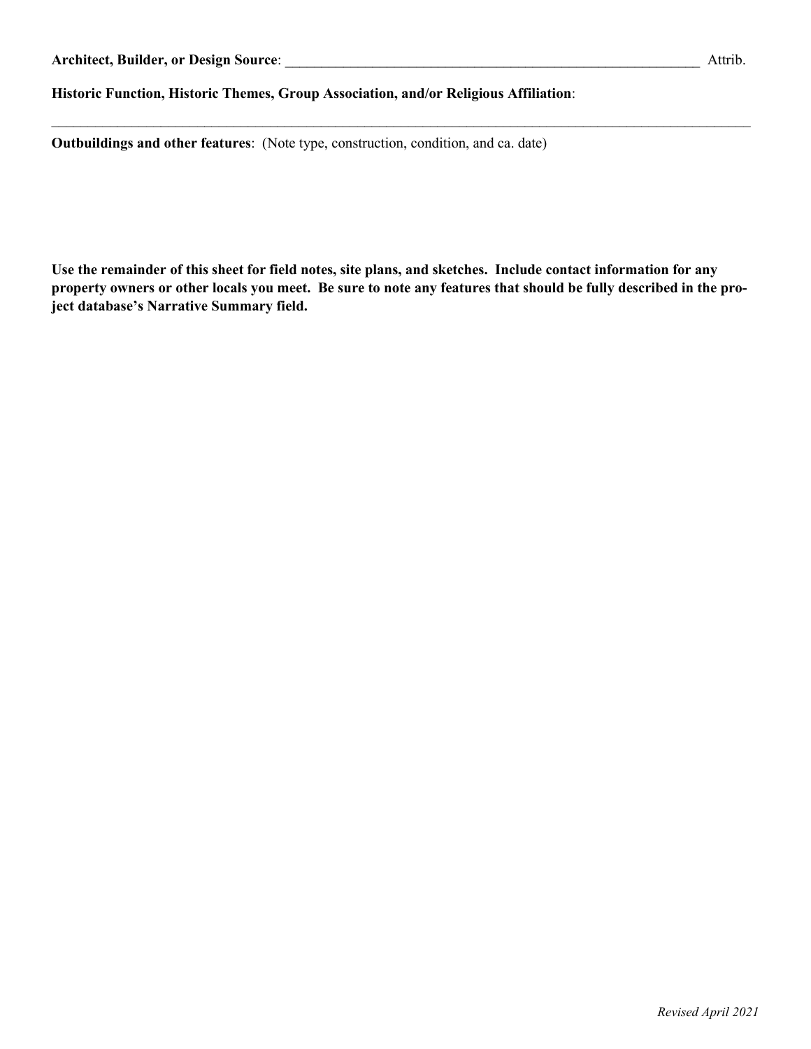**Architect, Builder, or Design Source**: ____________________________________________________________ Attrib.

**Historic Function, Historic Themes, Group Association, and/or Religious Affiliation**:

_____________________________________________________________________________________________________

**Outbuildings and other features**: (Note type, construction, condition, and ca. date)

**Use the remainder of this sheet for field notes, site plans, and sketches. Include contact information for any property owners or other locals you meet. Be sure to note any features that should be fully described in the project database's Narrative Summary field.**

*Revised April 2021*